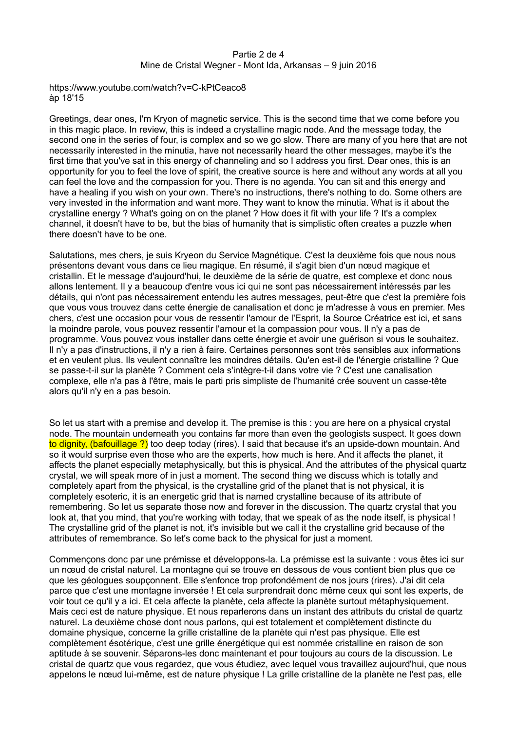Partie 2 de 4
Mine de Cristal Wegner - Mont Ida, Arkansas – 9 juin 2016

https://www.youtube.com/watch?v=C-kPtCeaco8
àp 18'15

Greetings, dear ones, I'm Kryon of magnetic service. This is the second time that we come before you in this magic place. In review, this is indeed a crystalline magic node. And the message today, the second one in the series of four, is complex and so we go slow. There are many of you here that are not necessarily interested in the minutia, have not necessarily heard the other messages, maybe it's the first time that you've sat in this energy of channeling and so I address you first. Dear ones, this is an opportunity for you to feel the love of spirit, the creative source is here and without any words at all you can feel the love and the compassion for you. There is no agenda. You can sit and this energy and have a healing if you wish on your own. There's no instructions, there's nothing to do. Some others are very invested in the information and want more. They want to know the minutia. What is it about the crystalline energy ? What's going on on the planet ? How does it fit with your life ? It's a complex channel, it doesn't have to be, but the bias of humanity that is simplistic often creates a puzzle when there doesn't have to be one.

Salutations, mes chers, je suis Kryeon du Service Magnétique. C'est la deuxième fois que nous nous présentons devant vous dans ce lieu magique. En résumé, il s'agit bien d'un nœud magique et cristallin. Et le message d'aujourd'hui, le deuxième de la série de quatre, est complexe et donc nous allons lentement. Il y a beaucoup d'entre vous ici qui ne sont pas nécessairement intéressés par les détails, qui n'ont pas nécessairement entendu les autres messages, peut-être que c'est la première fois que vous vous trouvez dans cette énergie de canalisation et donc je m'adresse à vous en premier. Mes chers, c'est une occasion pour vous de ressentir l'amour de l'Esprit, la Source Créatrice est ici, et sans la moindre parole, vous pouvez ressentir l'amour et la compassion pour vous. Il n'y a pas de programme. Vous pouvez vous installer dans cette énergie et avoir une guérison si vous le souhaitez. Il n'y a pas d'instructions, il n'y a rien à faire. Certaines personnes sont très sensibles aux informations et en veulent plus. Ils veulent connaître les moindres détails. Qu'en est-il de l'énergie cristalline ? Que se passe-t-il sur la planète ? Comment cela s'intègre-t-il dans votre vie ? C'est une canalisation complexe, elle n'a pas à l'être, mais le parti pris simpliste de l'humanité crée souvent un casse-tête alors qu'il n'y en a pas besoin.

So let us start with a premise and develop it. The premise is this : you are here on a physical crystal node. The mountain underneath you contains far more than even the geologists suspect. It goes down to dignity, (bafouillage ?) too deep today (rires). I said that because it's an upside-down mountain. And so it would surprise even those who are the experts, how much is here. And it affects the planet, it affects the planet especially metaphysically, but this is physical. And the attributes of the physical quartz crystal, we will speak more of in just a moment. The second thing we discuss which is totally and completely apart from the physical, is the crystalline grid of the planet that is not physical, it is completely esoteric, it is an energetic grid that is named crystalline because of its attribute of remembering. So let us separate those now and forever in the discussion. The quartz crystal that you look at, that you mind, that you're working with today, that we speak of as the node itself, is physical ! The crystalline grid of the planet is not, it's invisible but we call it the crystalline grid because of the attributes of remembrance. So let's come back to the physical for just a moment.

Commençons donc par une prémisse et développons-la. La prémisse est la suivante : vous êtes ici sur un nœud de cristal naturel. La montagne qui se trouve en dessous de vous contient bien plus que ce que les géologues soupçonnent. Elle s'enfonce trop profondément de nos jours (rires). J'ai dit cela parce que c'est une montagne inversée ! Et cela surprendrait donc même ceux qui sont les experts, de voir tout ce qu'il y a ici. Et cela affecte la planète, cela affecte la planète surtout métaphysiquement. Mais ceci est de nature physique. Et nous reparlerons dans un instant des attributs du cristal de quartz naturel. La deuxième chose dont nous parlons, qui est totalement et complètement distincte du domaine physique, concerne la grille cristalline de la planète qui n'est pas physique. Elle est complètement ésotérique, c'est une grille énergétique qui est nommée cristalline en raison de son aptitude à se souvenir. Séparons-les donc maintenant et pour toujours au cours de la discussion. Le cristal de quartz que vous regardez, que vous étudiez, avec lequel vous travaillez aujourd'hui, que nous appelons le nœud lui-même, est de nature physique ! La grille cristalline de la planète ne l'est pas, elle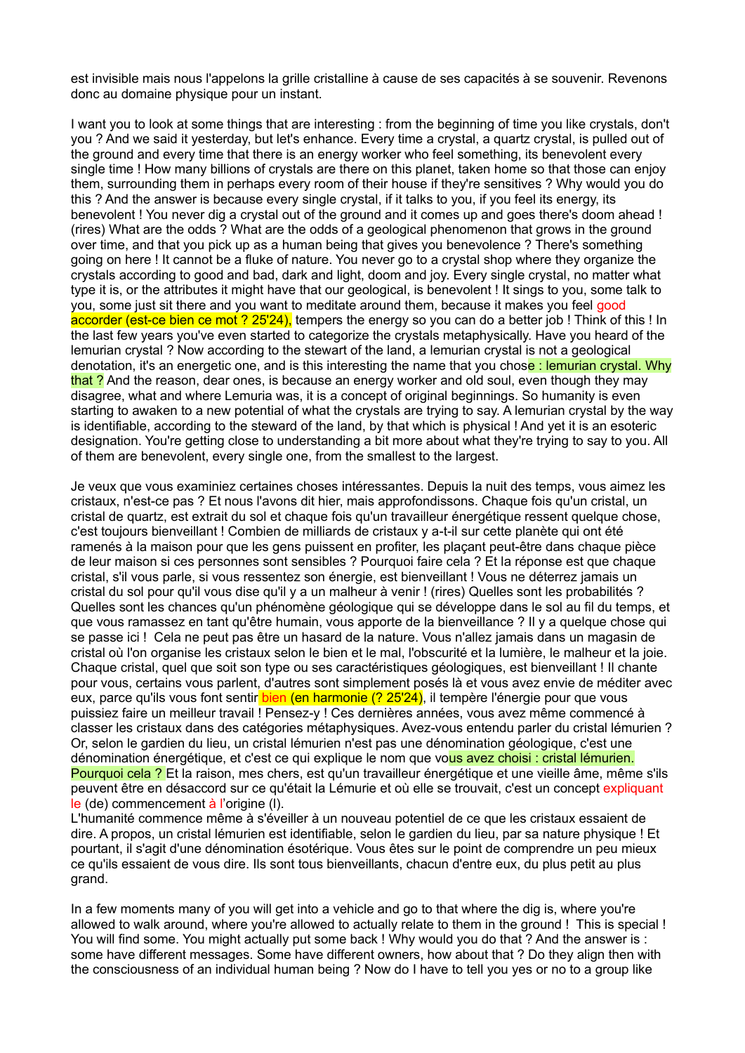est invisible mais nous l'appelons la grille cristalline à cause de ses capacités à se souvenir. Revenons donc au domaine physique pour un instant.

I want you to look at some things that are interesting : from the beginning of time you like crystals, don't you ? And we said it yesterday, but let's enhance. Every time a crystal, a quartz crystal, is pulled out of the ground and every time that there is an energy worker who feel something, its benevolent every single time ! How many billions of crystals are there on this planet, taken home so that those can enjoy them, surrounding them in perhaps every room of their house if they're sensitives ? Why would you do this ? And the answer is because every single crystal, if it talks to you, if you feel its energy, its benevolent ! You never dig a crystal out of the ground and it comes up and goes there's doom ahead ! (rires) What are the odds ? What are the odds of a geological phenomenon that grows in the ground over time, and that you pick up as a human being that gives you benevolence ? There's something going on here ! It cannot be a fluke of nature. You never go to a crystal shop where they organize the crystals according to good and bad, dark and light, doom and joy. Every single crystal, no matter what type it is, or the attributes it might have that our geological, is benevolent ! It sings to you, some talk to you, some just sit there and you want to meditate around them, because it makes you feel good accorder (est-ce bien ce mot ? 25'24), tempers the energy so you can do a better job ! Think of this ! In the last few years you've even started to categorize the crystals metaphysically. Have you heard of the lemurian crystal ? Now according to the stewart of the land, a lemurian crystal is not a geological denotation, it's an energetic one, and is this interesting the name that you chose : lemurian crystal. Why that ? And the reason, dear ones, is because an energy worker and old soul, even though they may disagree, what and where Lemuria was, it is a concept of original beginnings. So humanity is even starting to awaken to a new potential of what the crystals are trying to say. A lemurian crystal by the way is identifiable, according to the steward of the land, by that which is physical ! And yet it is an esoteric designation. You're getting close to understanding a bit more about what they're trying to say to you. All of them are benevolent, every single one, from the smallest to the largest.

Je veux que vous examiniez certaines choses intéressantes. Depuis la nuit des temps, vous aimez les cristaux, n'est-ce pas ? Et nous l'avons dit hier, mais approfondissons. Chaque fois qu'un cristal, un cristal de quartz, est extrait du sol et chaque fois qu'un travailleur énergétique ressent quelque chose, c'est toujours bienveillant ! Combien de milliards de cristaux y a-t-il sur cette planète qui ont été ramenés à la maison pour que les gens puissent en profiter, les plaçant peut-être dans chaque pièce de leur maison si ces personnes sont sensibles ? Pourquoi faire cela ? Et la réponse est que chaque cristal, s'il vous parle, si vous ressentez son énergie, est bienveillant ! Vous ne déterrez jamais un cristal du sol pour qu'il vous dise qu'il y a un malheur à venir ! (rires) Quelles sont les probabilités ? Quelles sont les chances qu'un phénomène géologique qui se développe dans le sol au fil du temps, et que vous ramassez en tant qu'être humain, vous apporte de la bienveillance ? Il y a quelque chose qui se passe ici ! Cela ne peut pas être un hasard de la nature. Vous n'allez jamais dans un magasin de cristal où l'on organise les cristaux selon le bien et le mal, l'obscurité et la lumière, le malheur et la joie. Chaque cristal, quel que soit son type ou ses caractéristiques géologiques, est bienveillant ! Il chante pour vous, certains vous parlent, d'autres sont simplement posés là et vous avez envie de méditer avec eux, parce qu'ils vous font sentir bien (en harmonie (? 25'24), il tempère l'énergie pour que vous puissiez faire un meilleur travail ! Pensez-y ! Ces dernières années, vous avez même commencé à classer les cristaux dans des catégories métaphysiques. Avez-vous entendu parler du cristal lémurien ? Or, selon le gardien du lieu, un cristal lémurien n'est pas une dénomination géologique, c'est une dénomination énergétique, et c'est ce qui explique le nom que vous avez choisi : cristal lémurien. Pourquoi cela ? Et la raison, mes chers, est qu'un travailleur énergétique et une vieille âme, même s'ils peuvent être en désaccord sur ce qu'était la Lémurie et où elle se trouvait, c'est un concept expliquant le (de) commencement à l'origine (l).
L'humanité commence même à s'éveiller à un nouveau potentiel de ce que les cristaux essaient de dire. A propos, un cristal lémurien est identifiable, selon le gardien du lieu, par sa nature physique ! Et pourtant, il s'agit d'une dénomination ésotérique. Vous êtes sur le point de comprendre un peu mieux ce qu'ils essaient de vous dire. Ils sont tous bienveillants, chacun d'entre eux, du plus petit au plus grand.

In a few moments many of you will get into a vehicle and go to that where the dig is, where you're allowed to walk around, where you're allowed to actually relate to them in the ground ! This is special ! You will find some. You might actually put some back ! Why would you do that ? And the answer is : some have different messages. Some have different owners, how about that ? Do they align then with the consciousness of an individual human being ? Now do I have to tell you yes or no to a group like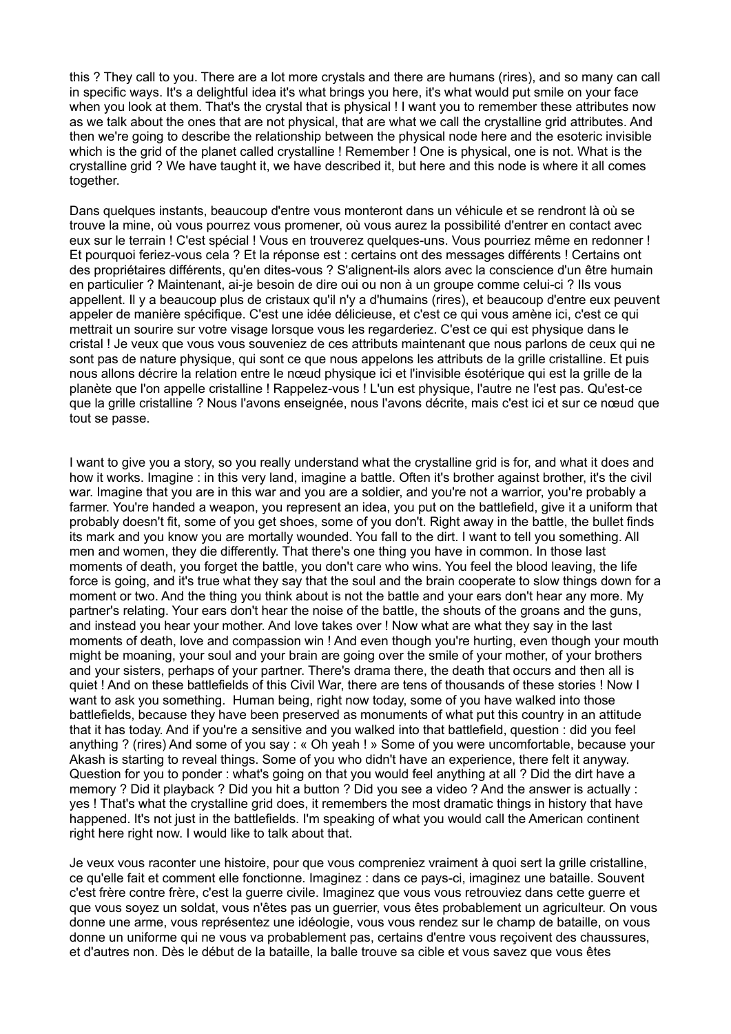this ? They call to you. There are a lot more crystals and there are humans (rires), and so many can call in specific ways. It's a delightful idea it's what brings you here, it's what would put smile on your face when you look at them. That's the crystal that is physical ! I want you to remember these attributes now as we talk about the ones that are not physical, that are what we call the crystalline grid attributes. And then we're going to describe the relationship between the physical node here and the esoteric invisible which is the grid of the planet called crystalline ! Remember ! One is physical, one is not. What is the crystalline grid ? We have taught it, we have described it, but here and this node is where it all comes together.

Dans quelques instants, beaucoup d'entre vous monteront dans un véhicule et se rendront là où se trouve la mine, où vous pourrez vous promener, où vous aurez la possibilité d'entrer en contact avec eux sur le terrain ! C'est spécial ! Vous en trouverez quelques-uns. Vous pourriez même en redonner ! Et pourquoi feriez-vous cela ? Et la réponse est : certains ont des messages différents ! Certains ont des propriétaires différents, qu'en dites-vous ? S'alignent-ils alors avec la conscience d'un être humain en particulier ? Maintenant, ai-je besoin de dire oui ou non à un groupe comme celui-ci ? Ils vous appellent. Il y a beaucoup plus de cristaux qu'il n'y a d'humains (rires), et beaucoup d'entre eux peuvent appeler de manière spécifique. C'est une idée délicieuse, et c'est ce qui vous amène ici, c'est ce qui mettrait un sourire sur votre visage lorsque vous les regarderiez. C'est ce qui est physique dans le cristal ! Je veux que vous vous souveniez de ces attributs maintenant que nous parlons de ceux qui ne sont pas de nature physique, qui sont ce que nous appelons les attributs de la grille cristalline. Et puis nous allons décrire la relation entre le nœud physique ici et l'invisible ésotérique qui est la grille de la planète que l'on appelle cristalline ! Rappelez-vous ! L'un est physique, l'autre ne l'est pas. Qu'est-ce que la grille cristalline ? Nous l'avons enseignée, nous l'avons décrite, mais c'est ici et sur ce nœud que tout se passe.

I want to give you a story, so you really understand what the crystalline grid is for, and what it does and how it works. Imagine : in this very land, imagine a battle. Often it's brother against brother, it's the civil war. Imagine that you are in this war and you are a soldier, and you're not a warrior, you're probably a farmer. You're handed a weapon, you represent an idea, you put on the battlefield, give it a uniform that probably doesn't fit, some of you get shoes, some of you don't. Right away in the battle, the bullet finds its mark and you know you are mortally wounded. You fall to the dirt. I want to tell you something. All men and women, they die differently. That there's one thing you have in common. In those last moments of death, you forget the battle, you don't care who wins. You feel the blood leaving, the life force is going, and it's true what they say that the soul and the brain cooperate to slow things down for a moment or two. And the thing you think about is not the battle and your ears don't hear any more. My partner's relating. Your ears don't hear the noise of the battle, the shouts of the groans and the guns, and instead you hear your mother. And love takes over ! Now what are what they say in the last moments of death, love and compassion win ! And even though you're hurting, even though your mouth might be moaning, your soul and your brain are going over the smile of your mother, of your brothers and your sisters, perhaps of your partner. There's drama there, the death that occurs and then all is quiet ! And on these battlefields of this Civil War, there are tens of thousands of these stories ! Now I want to ask you something. Human being, right now today, some of you have walked into those battlefields, because they have been preserved as monuments of what put this country in an attitude that it has today. And if you're a sensitive and you walked into that battlefield, question : did you feel anything ? (rires) And some of you say : « Oh yeah ! » Some of you were uncomfortable, because your Akash is starting to reveal things. Some of you who didn't have an experience, there felt it anyway. Question for you to ponder : what's going on that you would feel anything at all ? Did the dirt have a memory ? Did it playback ? Did you hit a button ? Did you see a video ? And the answer is actually : yes ! That's what the crystalline grid does, it remembers the most dramatic things in history that have happened. It's not just in the battlefields. I'm speaking of what you would call the American continent right here right now. I would like to talk about that.

Je veux vous raconter une histoire, pour que vous compreniez vraiment à quoi sert la grille cristalline, ce qu'elle fait et comment elle fonctionne. Imaginez : dans ce pays-ci, imaginez une bataille. Souvent c'est frère contre frère, c'est la guerre civile. Imaginez que vous vous retrouviez dans cette guerre et que vous soyez un soldat, vous n'êtes pas un guerrier, vous êtes probablement un agriculteur. On vous donne une arme, vous représentez une idéologie, vous vous rendez sur le champ de bataille, on vous donne un uniforme qui ne vous va probablement pas, certains d'entre vous reçoivent des chaussures, et d'autres non. Dès le début de la bataille, la balle trouve sa cible et vous savez que vous êtes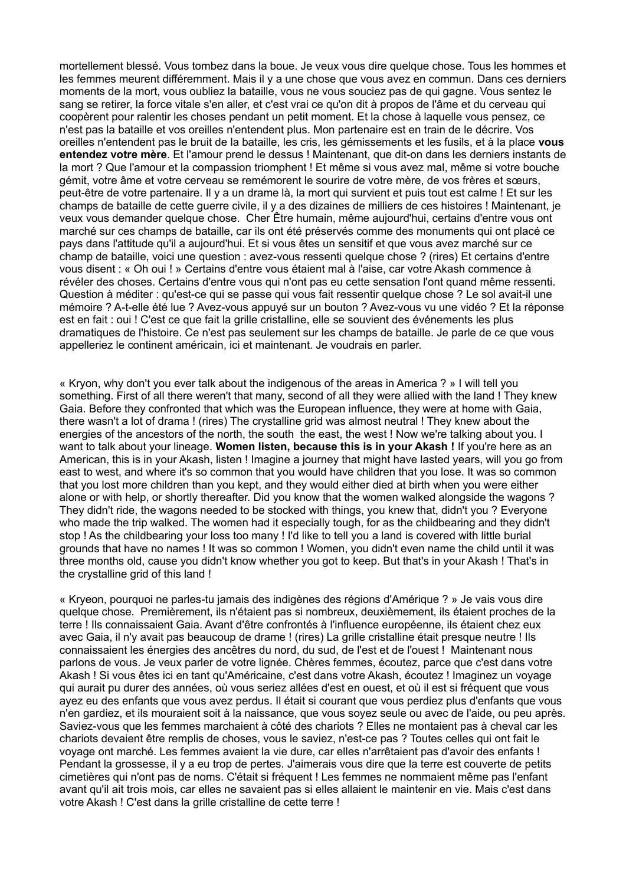mortellement blessé. Vous tombez dans la boue. Je veux vous dire quelque chose. Tous les hommes et les femmes meurent différemment. Mais il y a une chose que vous avez en commun. Dans ces derniers moments de la mort, vous oubliez la bataille, vous ne vous souciez pas de qui gagne. Vous sentez le sang se retirer, la force vitale s'en aller, et c'est vrai ce qu'on dit à propos de l'âme et du cerveau qui coopèrent pour ralentir les choses pendant un petit moment. Et la chose à laquelle vous pensez, ce n'est pas la bataille et vos oreilles n'entendent plus. Mon partenaire est en train de le décrire. Vos oreilles n'entendent pas le bruit de la bataille, les cris, les gémissements et les fusils, et à la place **vous entendez votre mère**. Et l'amour prend le dessus ! Maintenant, que dit-on dans les derniers instants de la mort ? Que l'amour et la compassion triomphent ! Et même si vous avez mal, même si votre bouche gémit, votre âme et votre cerveau se remémorent le sourire de votre mère, de vos frères et sœurs, peut-être de votre partenaire. Il y a un drame là, la mort qui survient et puis tout est calme ! Et sur les champs de bataille de cette guerre civile, il y a des dizaines de milliers de ces histoires ! Maintenant, je veux vous demander quelque chose. Cher Être humain, même aujourd'hui, certains d'entre vous ont marché sur ces champs de bataille, car ils ont été préservés comme des monuments qui ont placé ce pays dans l'attitude qu'il a aujourd'hui. Et si vous êtes un sensitif et que vous avez marché sur ce champ de bataille, voici une question : avez-vous ressenti quelque chose ? (rires) Et certains d'entre vous disent : « Oh oui ! » Certains d'entre vous étaient mal à l'aise, car votre Akash commence à révéler des choses. Certains d'entre vous qui n'ont pas eu cette sensation l'ont quand même ressenti. Question à méditer : qu'est-ce qui se passe qui vous fait ressentir quelque chose ? Le sol avait-il une mémoire ? A-t-elle été lue ? Avez-vous appuyé sur un bouton ? Avez-vous vu une vidéo ? Et la réponse est en fait : oui ! C'est ce que fait la grille cristalline, elle se souvient des événements les plus dramatiques de l'histoire. Ce n'est pas seulement sur les champs de bataille. Je parle de ce que vous appelleriez le continent américain, ici et maintenant. Je voudrais en parler.

« Kryon, why don't you ever talk about the indigenous of the areas in America ? » I will tell you something. First of all there weren't that many, second of all they were allied with the land ! They knew Gaia. Before they confronted that which was the European influence, they were at home with Gaia, there wasn't a lot of drama ! (rires) The crystalline grid was almost neutral ! They knew about the energies of the ancestors of the north, the south the east, the west ! Now we're talking about you. I want to talk about your lineage. **Women listen, because this is in your Akash !** If you're here as an American, this is in your Akash, listen ! Imagine a journey that might have lasted years, will you go from east to west, and where it's so common that you would have children that you lose. It was so common that you lost more children than you kept, and they would either died at birth when you were either alone or with help, or shortly thereafter. Did you know that the women walked alongside the wagons ? They didn't ride, the wagons needed to be stocked with things, you knew that, didn't you ? Everyone who made the trip walked. The women had it especially tough, for as the childbearing and they didn't stop ! As the childbearing your loss too many ! I'd like to tell you a land is covered with little burial grounds that have no names ! It was so common ! Women, you didn't even name the child until it was three months old, cause you didn't know whether you got to keep. But that's in your Akash ! That's in the crystalline grid of this land !

« Kryeon, pourquoi ne parles-tu jamais des indigènes des régions d'Amérique ? » Je vais vous dire quelque chose. Premièrement, ils n'étaient pas si nombreux, deuxièmement, ils étaient proches de la terre ! Ils connaissaient Gaia. Avant d'être confrontés à l'influence européenne, ils étaient chez eux avec Gaia, il n'y avait pas beaucoup de drame ! (rires) La grille cristalline était presque neutre ! Ils connaissaient les énergies des ancêtres du nord, du sud, de l'est et de l'ouest ! Maintenant nous parlons de vous. Je veux parler de votre lignée. Chères femmes, écoutez, parce que c'est dans votre Akash ! Si vous êtes ici en tant qu'Américaine, c'est dans votre Akash, écoutez ! Imaginez un voyage qui aurait pu durer des années, où vous seriez allées d'est en ouest, et où il est si fréquent que vous ayez eu des enfants que vous avez perdus. Il était si courant que vous perdiez plus d'enfants que vous n'en gardiez, et ils mouraient soit à la naissance, que vous soyez seule ou avec de l'aide, ou peu après. Saviez-vous que les femmes marchaient à côté des chariots ? Elles ne montaient pas à cheval car les chariots devaient être remplis de choses, vous le saviez, n'est-ce pas ? Toutes celles qui ont fait le voyage ont marché. Les femmes avaient la vie dure, car elles n'arrêtaient pas d'avoir des enfants ! Pendant la grossesse, il y a eu trop de pertes. J'aimerais vous dire que la terre est couverte de petits cimetières qui n'ont pas de noms. C'était si fréquent ! Les femmes ne nommaient même pas l'enfant avant qu'il ait trois mois, car elles ne savaient pas si elles allaient le maintenir en vie. Mais c'est dans votre Akash ! C'est dans la grille cristalline de cette terre !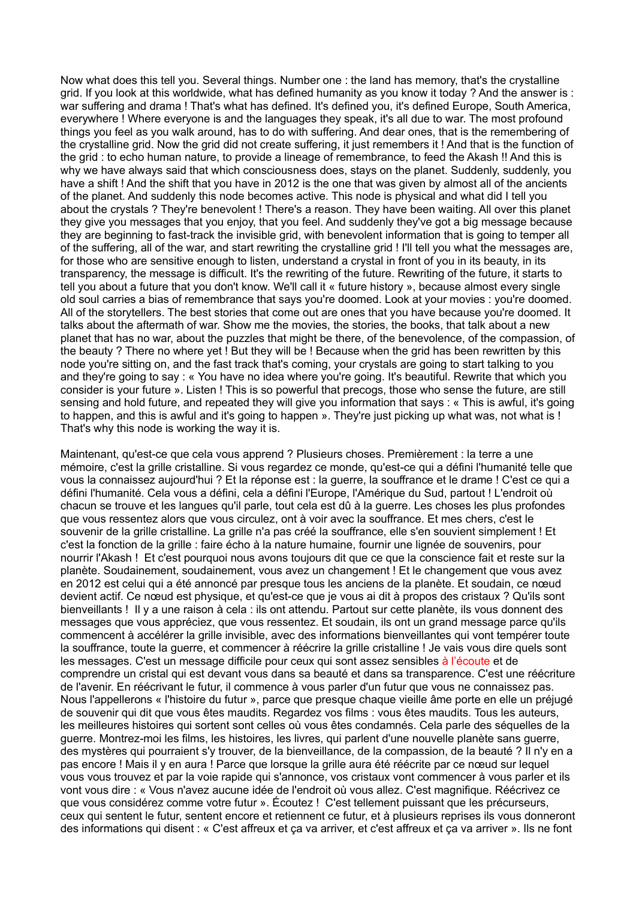Now what does this tell you. Several things. Number one : the land has memory, that's the crystalline grid. If you look at this worldwide, what has defined humanity as you know it today ? And the answer is : war suffering and drama ! That's what has defined. It's defined you, it's defined Europe, South America, everywhere ! Where everyone is and the languages they speak, it's all due to war. The most profound things you feel as you walk around, has to do with suffering. And dear ones, that is the remembering of the crystalline grid. Now the grid did not create suffering, it just remembers it ! And that is the function of the grid : to echo human nature, to provide a lineage of remembrance, to feed the Akash !! And this is why we have always said that which consciousness does, stays on the planet. Suddenly, suddenly, you have a shift ! And the shift that you have in 2012 is the one that was given by almost all of the ancients of the planet. And suddenly this node becomes active. This node is physical and what did I tell you about the crystals ? They're benevolent ! There's a reason. They have been waiting. All over this planet they give you messages that you enjoy, that you feel. And suddenly they've got a big message because they are beginning to fast-track the invisible grid, with benevolent information that is going to temper all of the suffering, all of the war, and start rewriting the crystalline grid ! I'll tell you what the messages are, for those who are sensitive enough to listen, understand a crystal in front of you in its beauty, in its transparency, the message is difficult. It's the rewriting of the future. Rewriting of the future, it starts to tell you about a future that you don't know. We'll call it « future history », because almost every single old soul carries a bias of remembrance that says you're doomed. Look at your movies : you're doomed. All of the storytellers. The best stories that come out are ones that you have because you're doomed. It talks about the aftermath of war. Show me the movies, the stories, the books, that talk about a new planet that has no war, about the puzzles that might be there, of the benevolence, of the compassion, of the beauty ? There no where yet ! But they will be ! Because when the grid has been rewritten by this node you're sitting on, and the fast track that's coming, your crystals are going to start talking to you and they're going to say : « You have no idea where you're going. It's beautiful. Rewrite that which you consider is your future ». Listen ! This is so powerful that precogs, those who sense the future, are still sensing and hold future, and repeated they will give you information that says : « This is awful, it's going to happen, and this is awful and it's going to happen ». They're just picking up what was, not what is ! That's why this node is working the way it is.

Maintenant, qu'est-ce que cela vous apprend ? Plusieurs choses. Premièrement : la terre a une mémoire, c'est la grille cristalline. Si vous regardez ce monde, qu'est-ce qui a défini l'humanité telle que vous la connaissez aujourd'hui ? Et la réponse est : la guerre, la souffrance et le drame ! C'est ce qui a défini l'humanité. Cela vous a défini, cela a défini l'Europe, l'Amérique du Sud, partout ! L'endroit où chacun se trouve et les langues qu'il parle, tout cela est dû à la guerre. Les choses les plus profondes que vous ressentez alors que vous circulez, ont à voir avec la souffrance. Et mes chers, c'est le souvenir de la grille cristalline. La grille n'a pas créé la souffrance, elle s'en souvient simplement ! Et c'est la fonction de la grille : faire écho à la nature humaine, fournir une lignée de souvenirs, pour nourrir l'Akash ! Et c'est pourquoi nous avons toujours dit que ce que la conscience fait et reste sur la planète. Soudainement, soudainement, vous avez un changement ! Et le changement que vous avez en 2012 est celui qui a été annoncé par presque tous les anciens de la planète. Et soudain, ce nœud devient actif. Ce nœud est physique, et qu'est-ce que je vous ai dit à propos des cristaux ? Qu'ils sont bienveillants ! Il y a une raison à cela : ils ont attendu. Partout sur cette planète, ils vous donnent des messages que vous appréciez, que vous ressentez. Et soudain, ils ont un grand message parce qu'ils commencent à accélérer la grille invisible, avec des informations bienveillantes qui vont tempérer toute la souffrance, toute la guerre, et commencer à réécrire la grille cristalline ! Je vais vous dire quels sont les messages. C'est un message difficile pour ceux qui sont assez sensibles à l'écoute et de comprendre un cristal qui est devant vous dans sa beauté et dans sa transparence. C'est une réécriture de l'avenir. En réécrivant le futur, il commence à vous parler d'un futur que vous ne connaissez pas. Nous l'appellerons « l'histoire du futur », parce que presque chaque vieille âme porte en elle un préjugé de souvenir qui dit que vous êtes maudits. Regardez vos films : vous êtes maudits. Tous les auteurs, les meilleures histoires qui sortent sont celles où vous êtes condamnés. Cela parle des séquelles de la guerre. Montrez-moi les films, les histoires, les livres, qui parlent d'une nouvelle planète sans guerre, des mystères qui pourraient s'y trouver, de la bienveillance, de la compassion, de la beauté ? Il n'y en a pas encore ! Mais il y en aura ! Parce que lorsque la grille aura été réécrite par ce nœud sur lequel vous vous trouvez et par la voie rapide qui s'annonce, vos cristaux vont commencer à vous parler et ils vont vous dire : « Vous n'avez aucune idée de l'endroit où vous allez. C'est magnifique. Réécrivez ce que vous considérez comme votre futur ». Écoutez ! C'est tellement puissant que les précurseurs, ceux qui sentent le futur, sentent encore et retiennent ce futur, et à plusieurs reprises ils vous donneront des informations qui disent : « C'est affreux et ça va arriver, et c'est affreux et ça va arriver ». Ils ne font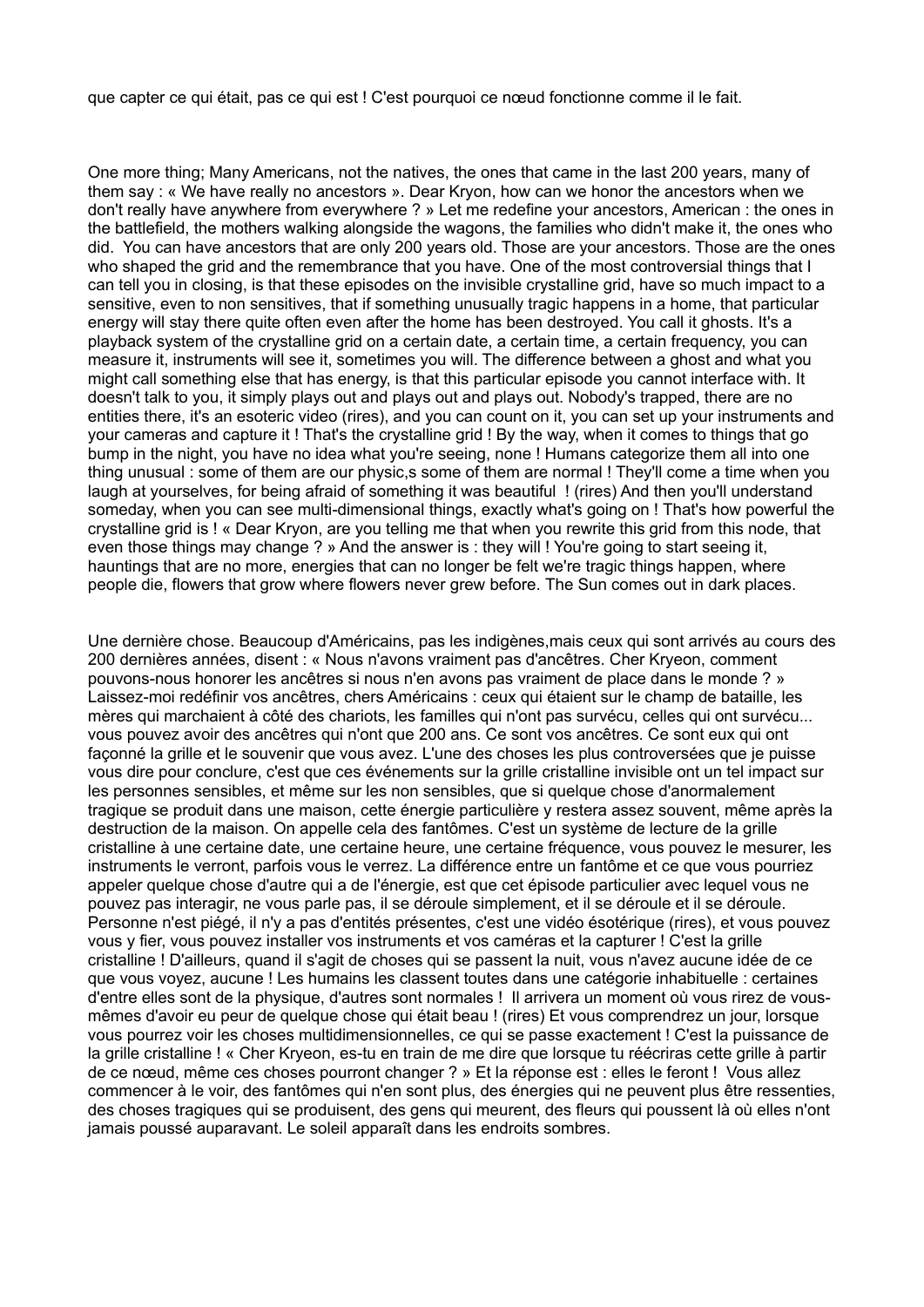que capter ce qui était, pas ce qui est ! C'est pourquoi ce nœud fonctionne comme il le fait.

One more thing; Many Americans, not the natives, the ones that came in the last 200 years, many of them say : « We have really no ancestors ». Dear Kryon, how can we honor the ancestors when we don't really have anywhere from everywhere ? » Let me redefine your ancestors, American : the ones in the battlefield, the mothers walking alongside the wagons, the families who didn't make it, the ones who did. You can have ancestors that are only 200 years old. Those are your ancestors. Those are the ones who shaped the grid and the remembrance that you have. One of the most controversial things that I can tell you in closing, is that these episodes on the invisible crystalline grid, have so much impact to a sensitive, even to non sensitives, that if something unusually tragic happens in a home, that particular energy will stay there quite often even after the home has been destroyed. You call it ghosts. It's a playback system of the crystalline grid on a certain date, a certain time, a certain frequency, you can measure it, instruments will see it, sometimes you will. The difference between a ghost and what you might call something else that has energy, is that this particular episode you cannot interface with. It doesn't talk to you, it simply plays out and plays out and plays out. Nobody's trapped, there are no entities there, it's an esoteric video (rires), and you can count on it, you can set up your instruments and your cameras and capture it ! That's the crystalline grid ! By the way, when it comes to things that go bump in the night, you have no idea what you're seeing, none ! Humans categorize them all into one thing unusual : some of them are our physic,s some of them are normal ! They'll come a time when you laugh at yourselves, for being afraid of something it was beautiful ! (rires) And then you'll understand someday, when you can see multi-dimensional things, exactly what's going on ! That's how powerful the crystalline grid is ! « Dear Kryon, are you telling me that when you rewrite this grid from this node, that even those things may change ? » And the answer is : they will ! You're going to start seeing it, hauntings that are no more, energies that can no longer be felt we're tragic things happen, where people die, flowers that grow where flowers never grew before. The Sun comes out in dark places.

Une dernière chose. Beaucoup d'Américains, pas les indigènes,mais ceux qui sont arrivés au cours des 200 dernières années, disent : « Nous n'avons vraiment pas d'ancêtres. Cher Kryeon, comment pouvons-nous honorer les ancêtres si nous n'en avons pas vraiment de place dans le monde ? » Laissez-moi redéfinir vos ancêtres, chers Américains : ceux qui étaient sur le champ de bataille, les mères qui marchaient à côté des chariots, les familles qui n'ont pas survécu, celles qui ont survécu... vous pouvez avoir des ancêtres qui n'ont que 200 ans. Ce sont vos ancêtres. Ce sont eux qui ont façonné la grille et le souvenir que vous avez. L'une des choses les plus controversées que je puisse vous dire pour conclure, c'est que ces événements sur la grille cristalline invisible ont un tel impact sur les personnes sensibles, et même sur les non sensibles, que si quelque chose d'anormalement tragique se produit dans une maison, cette énergie particulière y restera assez souvent, même après la destruction de la maison. On appelle cela des fantômes. C'est un système de lecture de la grille cristalline à une certaine date, une certaine heure, une certaine fréquence, vous pouvez le mesurer, les instruments le verront, parfois vous le verrez. La différence entre un fantôme et ce que vous pourriez appeler quelque chose d'autre qui a de l'énergie, est que cet épisode particulier avec lequel vous ne pouvez pas interagir, ne vous parle pas, il se déroule simplement, et il se déroule et il se déroule. Personne n'est piégé, il n'y a pas d'entités présentes, c'est une vidéo ésotérique (rires), et vous pouvez vous y fier, vous pouvez installer vos instruments et vos caméras et la capturer ! C'est la grille cristalline ! D'ailleurs, quand il s'agit de choses qui se passent la nuit, vous n'avez aucune idée de ce que vous voyez, aucune ! Les humains les classent toutes dans une catégorie inhabituelle : certaines d'entre elles sont de la physique, d'autres sont normales ! Il arrivera un moment où vous rirez de vous-mêmes d'avoir eu peur de quelque chose qui était beau ! (rires) Et vous comprendrez un jour, lorsque vous pourrez voir les choses multidimensionnelles, ce qui se passe exactement ! C'est la puissance de la grille cristalline ! « Cher Kryeon, es-tu en train de me dire que lorsque tu réécriras cette grille à partir de ce nœud, même ces choses pourront changer ? » Et la réponse est : elles le feront ! Vous allez commencer à le voir, des fantômes qui n'en sont plus, des énergies qui ne peuvent plus être ressenties, des choses tragiques qui se produisent, des gens qui meurent, des fleurs qui poussent là où elles n'ont jamais poussé auparavant. Le soleil apparaît dans les endroits sombres.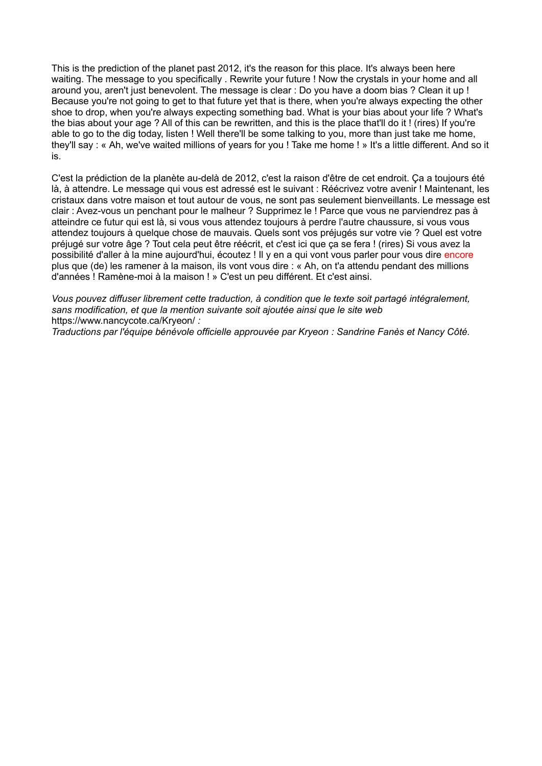This is the prediction of the planet past 2012, it's the reason for this place. It's always been here waiting. The message to you specifically . Rewrite your future ! Now the crystals in your home and all around you, aren't just benevolent. The message is clear : Do you have a doom bias ? Clean it up ! Because you're not going to get to that future yet that is there, when you're always expecting the other shoe to drop, when you're always expecting something bad. What is your bias about your life ? What's the bias about your age ? All of this can be rewritten, and this is the place that'll do it ! (rires) If you're able to go to the dig today, listen ! Well there'll be some talking to you, more than just take me home, they'll say : « Ah, we've waited millions of years for you ! Take me home ! » It's a little different. And so it is.

C'est la prédiction de la planète au-delà de 2012, c'est la raison d'être de cet endroit. Ça a toujours été là, à attendre. Le message qui vous est adressé est le suivant : Réécrivez votre avenir ! Maintenant, les cristaux dans votre maison et tout autour de vous, ne sont pas seulement bienveillants. Le message est clair : Avez-vous un penchant pour le malheur ? Supprimez le ! Parce que vous ne parviendrez pas à atteindre ce futur qui est là, si vous vous attendez toujours à perdre l'autre chaussure, si vous vous attendez toujours à quelque chose de mauvais. Quels sont vos préjugés sur votre vie ? Quel est votre préjugé sur votre âge ? Tout cela peut être réécrit, et c'est ici que ça se fera ! (rires) Si vous avez la possibilité d'aller à la mine aujourd'hui, écoutez ! Il y en a qui vont vous parler pour vous dire encore plus que (de) les ramener à la maison, ils vont vous dire : « Ah, on t'a attendu pendant des millions d'années ! Ramène-moi à la maison ! » C'est un peu différent. Et c'est ainsi.

*Vous pouvez diffuser librement cette traduction, à condition que le texte soit partagé intégralement, sans modification, et que la mention suivante soit ajoutée ainsi que le site web* https://www.nancycote.ca/Kryeon/ *:*
*Traductions par l'équipe bénévole officielle approuvée par Kryeon : Sandrine Fanès et Nancy Côté.*